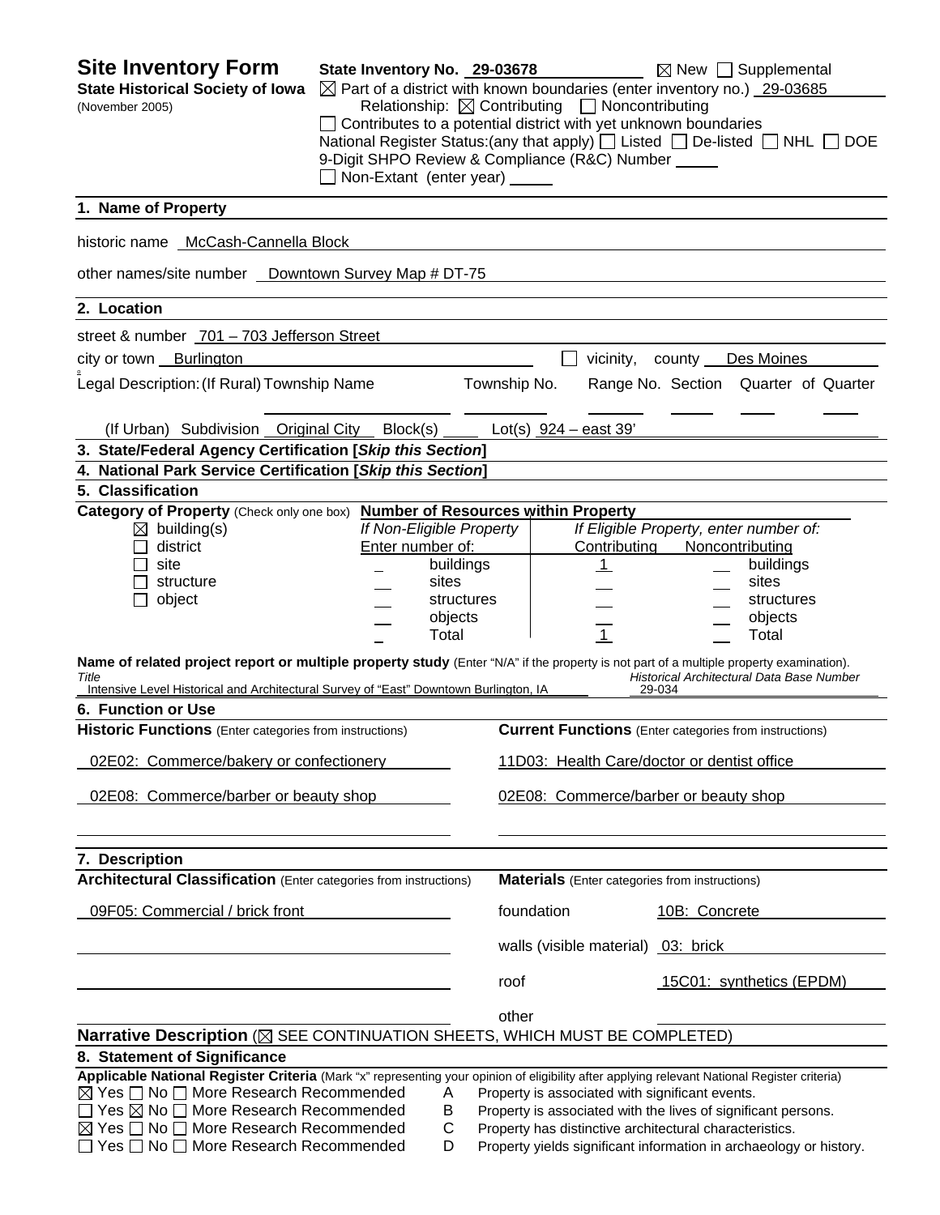# Site Inventory Form

**State Historical Society of Iowa**
(November 2005)

**State Inventory No.** 29-03678 ☒ New ☐ Supplemental
☒ Part of a district with known boundaries (enter inventory no.) 29-03685
Relationship: ☒ Contributing ☐ Noncontributing
☐ Contributes to a potential district with yet unknown boundaries
National Register Status:(any that apply) ☐ Listed ☐ De-listed ☐ NHL ☐ DOE
9-Digit SHPO Review & Compliance (R&C) Number \_\_\_\_\_
☐ Non-Extant (enter year) \_\_\_\_\_

## 1. Name of Property

historic name McCash-Cannella Block

other names/site number Downtown Survey Map # DT-75

## 2. Location

street & number 701 – 703 Jefferson Street

city or town Burlington ☐ vicinity, county Des Moines

Legal Description: (If Rural) Township Name | Township No. | Range No. | Section | Quarter of Quarter

(If Urban) Subdivision Original City Block(s) \_\_\_\_\_ Lot(s) 924 – east 39'

## 3. State/Federal Agency Certification [*Skip this Section*]

## 4. National Park Service Certification [*Skip this Section*]

## 5. Classification

**Category of Property** (Check only one box)

☒ building(s)
☐ district
☐ site
☐ structure
☐ object

**Number of Resources within Property**

| If Non-Eligible Property Enter number of: | | If Eligible Property, enter number of: Contributing | Noncontributing | |
|---|---|---|---|---|
| | buildings | 1 | | buildings |
| | sites | | | sites |
| | structures | | | structures |
| | objects | | | objects |
| | Total | 1 | | Total |

**Name of related project report or multiple property study** (Enter "N/A" if the property is not part of a multiple property examination).

| *Title* | *Historical Architectural Data Base Number* |
|---|---|
| Intensive Level Historical and Architectural Survey of "East" Downtown Burlington, IA | 29-034 |

## 6. Function or Use

| **Historic Functions** (Enter categories from instructions) | **Current Functions** (Enter categories from instructions) |
|---|---|
| 02E02: Commerce/bakery or confectionery | 11D03: Health Care/doctor or dentist office |
| 02E08: Commerce/barber or beauty shop | 02E08: Commerce/barber or beauty shop |

## 7. Description

**Architectural Classification** (Enter categories from instructions)

09F05: Commercial / brick front

**Materials** (Enter categories from instructions)

| | |
|---|---|
| foundation | 10B: Concrete |
| walls (visible material) | 03: brick |
| roof | 15C01: synthetics (EPDM) |
| other | |

**Narrative Description** (☒ SEE CONTINUATION SHEETS, WHICH MUST BE COMPLETED)

## 8. Statement of Significance

**Applicable National Register Criteria** (Mark "x" representing your opinion of eligibility after applying relevant National Register criteria)

☒ Yes ☐ No ☐ More Research Recommended A Property is associated with significant events.
☐ Yes ☒ No ☐ More Research Recommended B Property is associated with the lives of significant persons.
☒ Yes ☐ No ☐ More Research Recommended C Property has distinctive architectural characteristics.
☐ Yes ☐ No ☐ More Research Recommended D Property yields significant information in archaeology or history.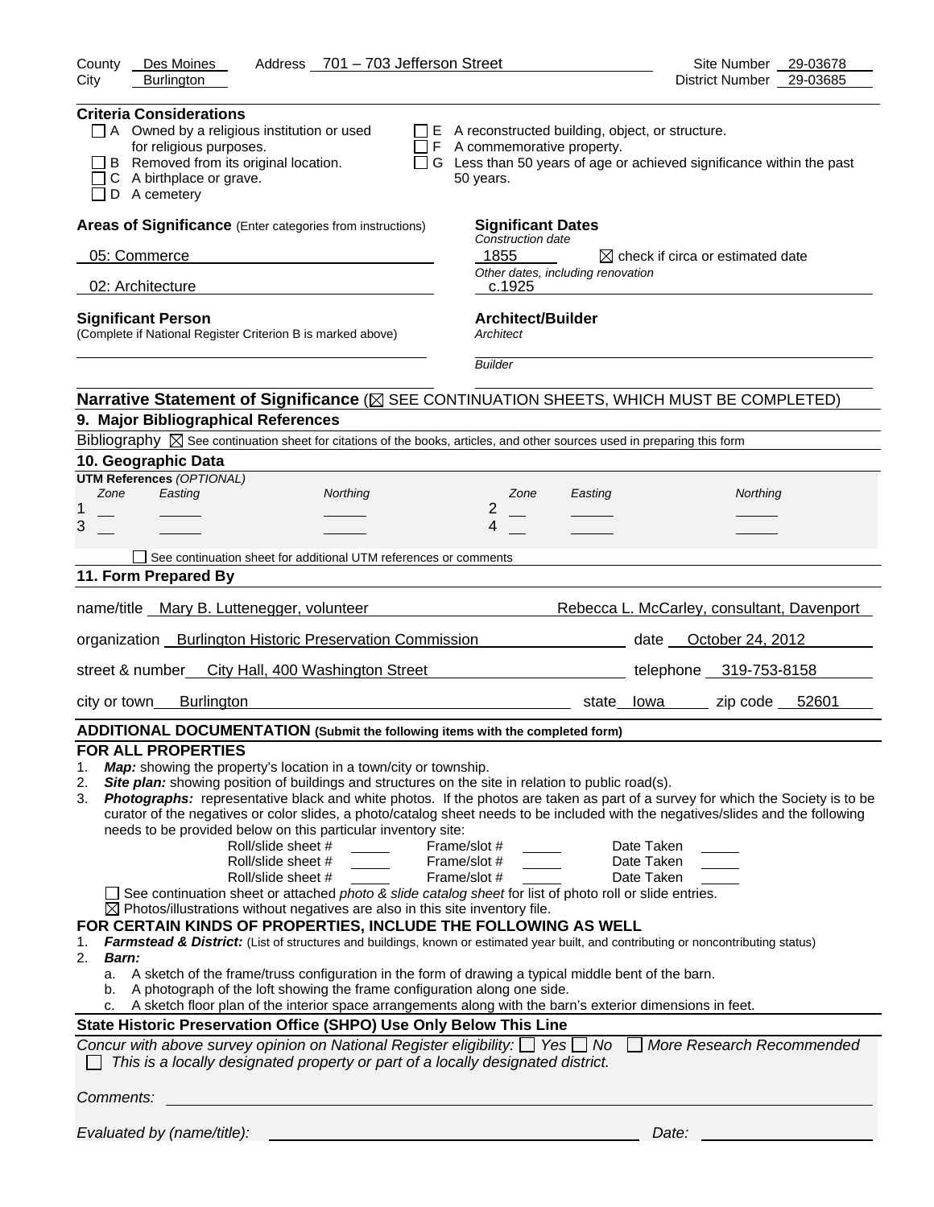County Des Moines Address 701 – 703 Jefferson Street Site Number 29-03678
City Burlington District Number 29-03685

## Criteria Considerations

- ☐ A Owned by a religious institution or used for religious purposes.
- ☐ B Removed from its original location.
- ☐ C A birthplace or grave.
- ☐ D A cemetery
- ☐ E A reconstructed building, object, or structure.
- ☐ F A commemorative property.
- ☐ G Less than 50 years of age or achieved significance within the past 50 years.

**Areas of Significance** (Enter categories from instructions)

05: Commerce

02: Architecture

**Significant Dates**

*Construction date*

1855 ☒ check if circa or estimated date

*Other dates, including renovation*

c.1925

**Significant Person**

(Complete if National Register Criterion B is marked above)

**Architect/Builder**

*Architect*

*Builder*

**Narrative Statement of Significance** (☒ SEE CONTINUATION SHEETS, WHICH MUST BE COMPLETED)

## 9. Major Bibliographical References

Bibliography ☒ See continuation sheet for citations of the books, articles, and other sources used in preparing this form

## 10. Geographic Data

**UTM References** *(OPTIONAL)*

| | Zone | Easting | Northing | | Zone | Easting | Northing |
|---|---|---|---|---|---|---|---|
| 1 | | | | 2 | | | |
| 3 | | | | 4 | | | |

☐ See continuation sheet for additional UTM references or comments

## 11. Form Prepared By

name/title Mary B. Luttenegger, volunteer Rebecca L. McCarley, consultant, Davenport

organization Burlington Historic Preservation Commission date October 24, 2012

street & number City Hall, 400 Washington Street telephone 319-753-8158

city or town Burlington state Iowa zip code 52601

## ADDITIONAL DOCUMENTATION (Submit the following items with the completed form)

### FOR ALL PROPERTIES

1. ***Map:*** showing the property's location in a town/city or township.
2. ***Site plan:*** showing position of buildings and structures on the site in relation to public road(s).
3. ***Photographs:*** representative black and white photos. If the photos are taken as part of a survey for which the Society is to be curator of the negatives or color slides, a photo/catalog sheet needs to be included with the negatives/slides and the following needs to be provided below on this particular inventory site:

Roll/slide sheet # ____ Frame/slot # ____ Date Taken ____
Roll/slide sheet # ____ Frame/slot # ____ Date Taken ____
Roll/slide sheet # ____ Frame/slot # ____ Date Taken ____

☐ See continuation sheet or attached *photo & slide catalog sheet* for list of photo roll or slide entries.
☒ Photos/illustrations without negatives are also in this site inventory file.

### FOR CERTAIN KINDS OF PROPERTIES, INCLUDE THE FOLLOWING AS WELL

1. ***Farmstead & District:*** (List of structures and buildings, known or estimated year built, and contributing or noncontributing status)
2. ***Barn:***
   a. A sketch of the frame/truss configuration in the form of drawing a typical middle bent of the barn.
   b. A photograph of the loft showing the frame configuration along one side.
   c. A sketch floor plan of the interior space arrangements along with the barn's exterior dimensions in feet.

### State Historic Preservation Office (SHPO) Use Only Below This Line

*Concur with above survey opinion on National Register eligibility:* ☐ *Yes* ☐ *No* ☐ *More Research Recommended*
☐ *This is a locally designated property or part of a locally designated district.*

*Comments:*

*Evaluated by (name/title):* *Date:*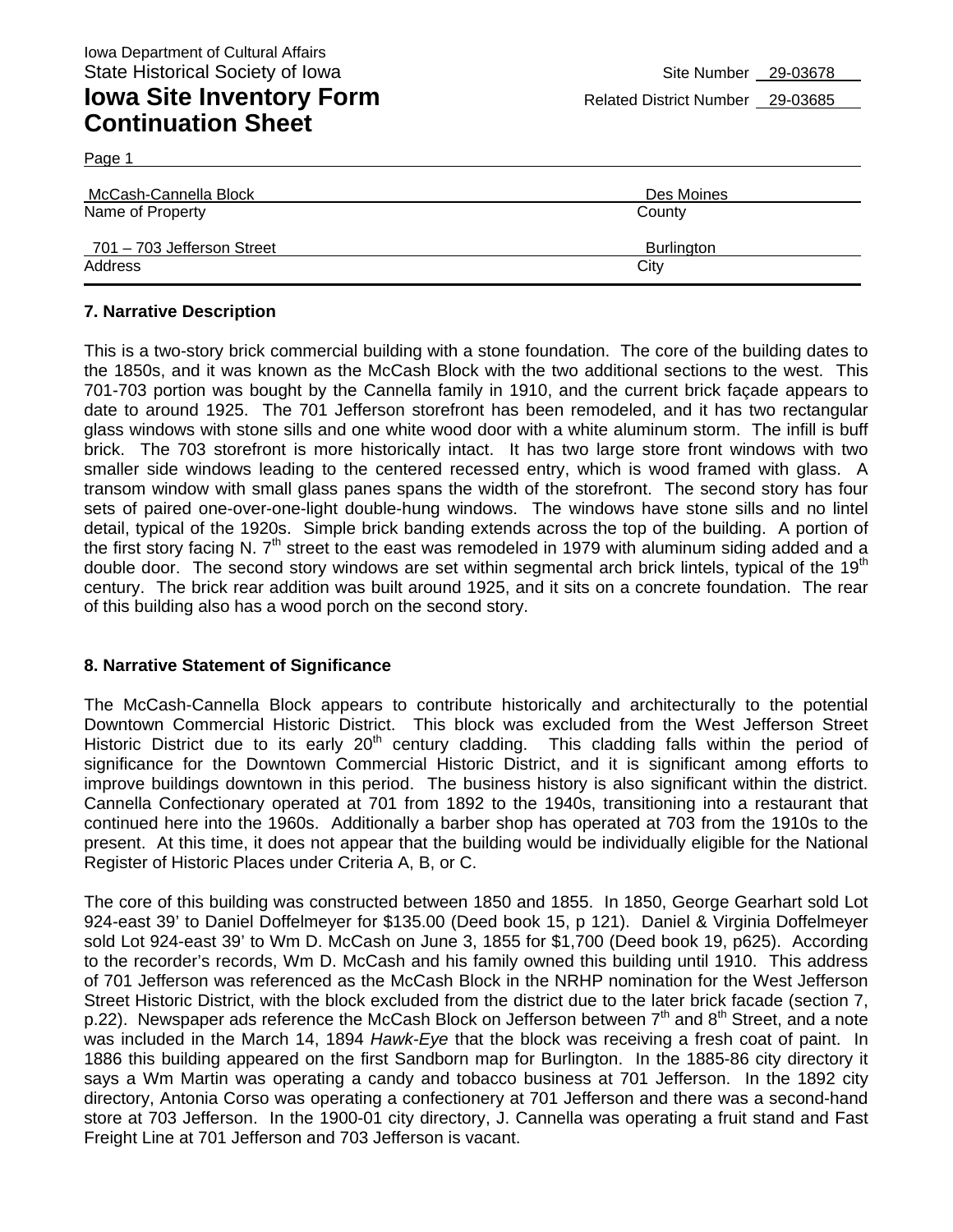Iowa Department of Cultural Affairs
State Historical Society of Iowa

Site Number 29-03678

# Iowa Site Inventory Form Continuation Sheet

Related District Number 29-03685

Page 1

| McCash-Cannella Block | Des Moines |
|---|---|
| Name of Property | County |
| 701 – 703 Jefferson Street | Burlington |
| Address | City |

## 7. Narrative Description

This is a two-story brick commercial building with a stone foundation. The core of the building dates to the 1850s, and it was known as the McCash Block with the two additional sections to the west. This 701-703 portion was bought by the Cannella family in 1910, and the current brick façade appears to date to around 1925. The 701 Jefferson storefront has been remodeled, and it has two rectangular glass windows with stone sills and one white wood door with a white aluminum storm. The infill is buff brick. The 703 storefront is more historically intact. It has two large store front windows with two smaller side windows leading to the centered recessed entry, which is wood framed with glass. A transom window with small glass panes spans the width of the storefront. The second story has four sets of paired one-over-one-light double-hung windows. The windows have stone sills and no lintel detail, typical of the 1920s. Simple brick banding extends across the top of the building. A portion of the first story facing N. 7th street to the east was remodeled in 1979 with aluminum siding added and a double door. The second story windows are set within segmental arch brick lintels, typical of the 19th century. The brick rear addition was built around 1925, and it sits on a concrete foundation. The rear of this building also has a wood porch on the second story.

## 8. Narrative Statement of Significance

The McCash-Cannella Block appears to contribute historically and architecturally to the potential Downtown Commercial Historic District. This block was excluded from the West Jefferson Street Historic District due to its early 20th century cladding. This cladding falls within the period of significance for the Downtown Commercial Historic District, and it is significant among efforts to improve buildings downtown in this period. The business history is also significant within the district. Cannella Confectionary operated at 701 from 1892 to the 1940s, transitioning into a restaurant that continued here into the 1960s. Additionally a barber shop has operated at 703 from the 1910s to the present. At this time, it does not appear that the building would be individually eligible for the National Register of Historic Places under Criteria A, B, or C.

The core of this building was constructed between 1850 and 1855. In 1850, George Gearhart sold Lot 924-east 39' to Daniel Doffelmeyer for $135.00 (Deed book 15, p 121). Daniel & Virginia Doffelmeyer sold Lot 924-east 39' to Wm D. McCash on June 3, 1855 for $1,700 (Deed book 19, p625). According to the recorder's records, Wm D. McCash and his family owned this building until 1910. This address of 701 Jefferson was referenced as the McCash Block in the NRHP nomination for the West Jefferson Street Historic District, with the block excluded from the district due to the later brick facade (section 7, p.22). Newspaper ads reference the McCash Block on Jefferson between 7th and 8th Street, and a note was included in the March 14, 1894 *Hawk-Eye* that the block was receiving a fresh coat of paint. In 1886 this building appeared on the first Sandborn map for Burlington. In the 1885-86 city directory it says a Wm Martin was operating a candy and tobacco business at 701 Jefferson. In the 1892 city directory, Antonia Corso was operating a confectionery at 701 Jefferson and there was a second-hand store at 703 Jefferson. In the 1900-01 city directory, J. Cannella was operating a fruit stand and Fast Freight Line at 701 Jefferson and 703 Jefferson is vacant.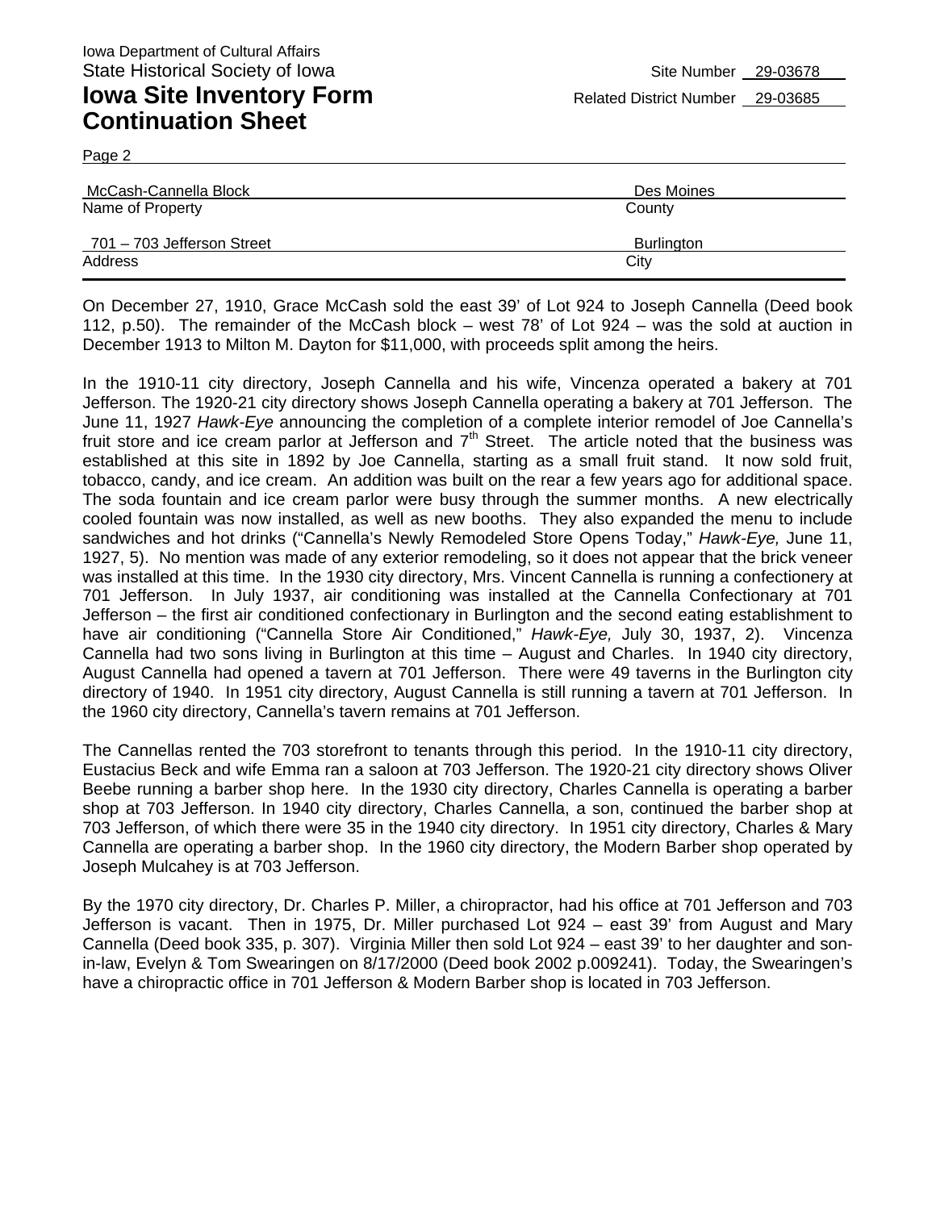Iowa Department of Cultural Affairs
State Historical Society of Iowa

Site Number 29-03678

# Iowa Site Inventory Form Continuation Sheet

Related District Number 29-03685

Page 2

| McCash-Cannella Block | Des Moines |
|---|---|
| Name of Property | County |
| 701 – 703 Jefferson Street | Burlington |
| Address | City |

On December 27, 1910, Grace McCash sold the east 39' of Lot 924 to Joseph Cannella (Deed book 112, p.50). The remainder of the McCash block – west 78' of Lot 924 – was the sold at auction in December 1913 to Milton M. Dayton for $11,000, with proceeds split among the heirs.

In the 1910-11 city directory, Joseph Cannella and his wife, Vincenza operated a bakery at 701 Jefferson. The 1920-21 city directory shows Joseph Cannella operating a bakery at 701 Jefferson. The June 11, 1927 *Hawk-Eye* announcing the completion of a complete interior remodel of Joe Cannella's fruit store and ice cream parlor at Jefferson and 7th Street. The article noted that the business was established at this site in 1892 by Joe Cannella, starting as a small fruit stand. It now sold fruit, tobacco, candy, and ice cream. An addition was built on the rear a few years ago for additional space. The soda fountain and ice cream parlor were busy through the summer months. A new electrically cooled fountain was now installed, as well as new booths. They also expanded the menu to include sandwiches and hot drinks ("Cannella's Newly Remodeled Store Opens Today," *Hawk-Eye,* June 11, 1927, 5). No mention was made of any exterior remodeling, so it does not appear that the brick veneer was installed at this time. In the 1930 city directory, Mrs. Vincent Cannella is running a confectionery at 701 Jefferson. In July 1937, air conditioning was installed at the Cannella Confectionary at 701 Jefferson – the first air conditioned confectionary in Burlington and the second eating establishment to have air conditioning ("Cannella Store Air Conditioned," *Hawk-Eye,* July 30, 1937, 2). Vincenza Cannella had two sons living in Burlington at this time – August and Charles. In 1940 city directory, August Cannella had opened a tavern at 701 Jefferson. There were 49 taverns in the Burlington city directory of 1940. In 1951 city directory, August Cannella is still running a tavern at 701 Jefferson. In the 1960 city directory, Cannella's tavern remains at 701 Jefferson.

The Cannellas rented the 703 storefront to tenants through this period. In the 1910-11 city directory, Eustacius Beck and wife Emma ran a saloon at 703 Jefferson. The 1920-21 city directory shows Oliver Beebe running a barber shop here. In the 1930 city directory, Charles Cannella is operating a barber shop at 703 Jefferson. In 1940 city directory, Charles Cannella, a son, continued the barber shop at 703 Jefferson, of which there were 35 in the 1940 city directory. In 1951 city directory, Charles & Mary Cannella are operating a barber shop. In the 1960 city directory, the Modern Barber shop operated by Joseph Mulcahey is at 703 Jefferson.

By the 1970 city directory, Dr. Charles P. Miller, a chiropractor, had his office at 701 Jefferson and 703 Jefferson is vacant. Then in 1975, Dr. Miller purchased Lot 924 – east 39' from August and Mary Cannella (Deed book 335, p. 307). Virginia Miller then sold Lot 924 – east 39' to her daughter and son-in-law, Evelyn & Tom Swearingen on 8/17/2000 (Deed book 2002 p.009241). Today, the Swearingen's have a chiropractic office in 701 Jefferson & Modern Barber shop is located in 703 Jefferson.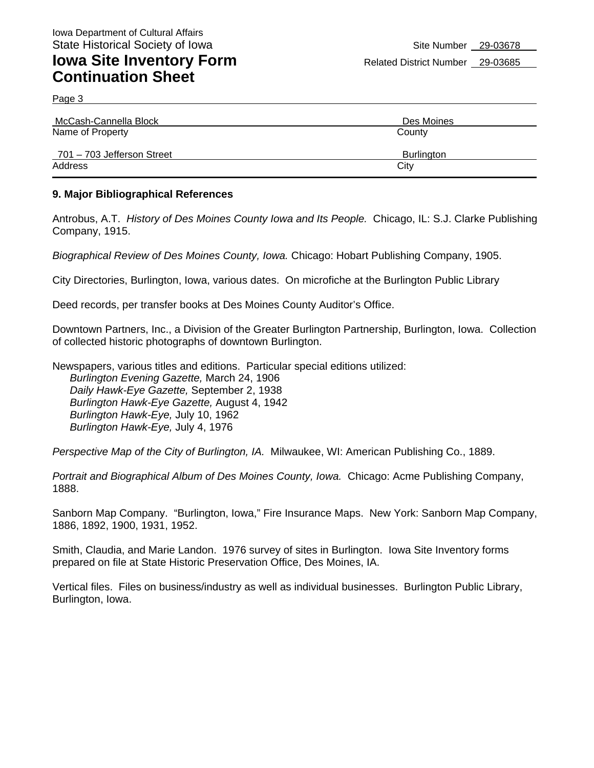Iowa Department of Cultural Affairs
State Historical Society of Iowa

Site Number 29-03678

# Iowa Site Inventory Form Continuation Sheet

Related District Number 29-03685

Page 3

| McCash-Cannella Block | Des Moines |
|---|---|
| Name of Property | County |
| 701 – 703 Jefferson Street | Burlington |
| Address | City |

## 9. Major Bibliographical References

Antrobus, A.T. *History of Des Moines County Iowa and Its People.* Chicago, IL: S.J. Clarke Publishing Company, 1915.

*Biographical Review of Des Moines County, Iowa.* Chicago: Hobart Publishing Company, 1905.

City Directories, Burlington, Iowa, various dates. On microfiche at the Burlington Public Library

Deed records, per transfer books at Des Moines County Auditor's Office.

Downtown Partners, Inc., a Division of the Greater Burlington Partnership, Burlington, Iowa. Collection of collected historic photographs of downtown Burlington.

Newspapers, various titles and editions. Particular special editions utilized:
- *Burlington Evening Gazette,* March 24, 1906
- *Daily Hawk-Eye Gazette,* September 2, 1938
- *Burlington Hawk-Eye Gazette,* August 4, 1942
- *Burlington Hawk-Eye,* July 10, 1962
- *Burlington Hawk-Eye,* July 4, 1976

*Perspective Map of the City of Burlington, IA.* Milwaukee, WI: American Publishing Co., 1889.

*Portrait and Biographical Album of Des Moines County, Iowa.* Chicago: Acme Publishing Company, 1888.

Sanborn Map Company. "Burlington, Iowa," Fire Insurance Maps. New York: Sanborn Map Company, 1886, 1892, 1900, 1931, 1952.

Smith, Claudia, and Marie Landon. 1976 survey of sites in Burlington. Iowa Site Inventory forms prepared on file at State Historic Preservation Office, Des Moines, IA.

Vertical files. Files on business/industry as well as individual businesses. Burlington Public Library, Burlington, Iowa.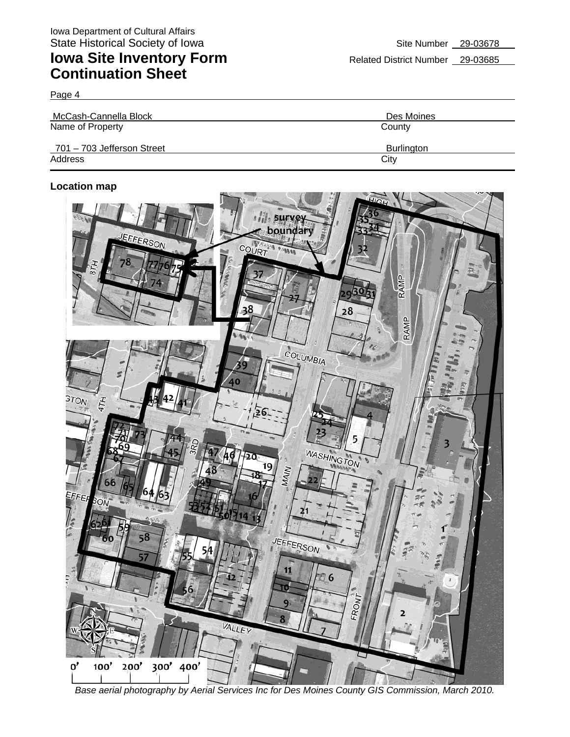Iowa Department of Cultural Affairs
State Historical Society of Iowa

# Iowa Site Inventory Form
## Continuation Sheet

Site Number 29-03678

Related District Number 29-03685

Page 4

| McCash-Cannella Block | Des Moines |
|---|---|
| Name of Property | County |
| 701 – 703 Jefferson Street | Burlington |
| Address | City |

**Location map**

*Base aerial photography by Aerial Services Inc for Des Moines County GIS Commission, March 2010.*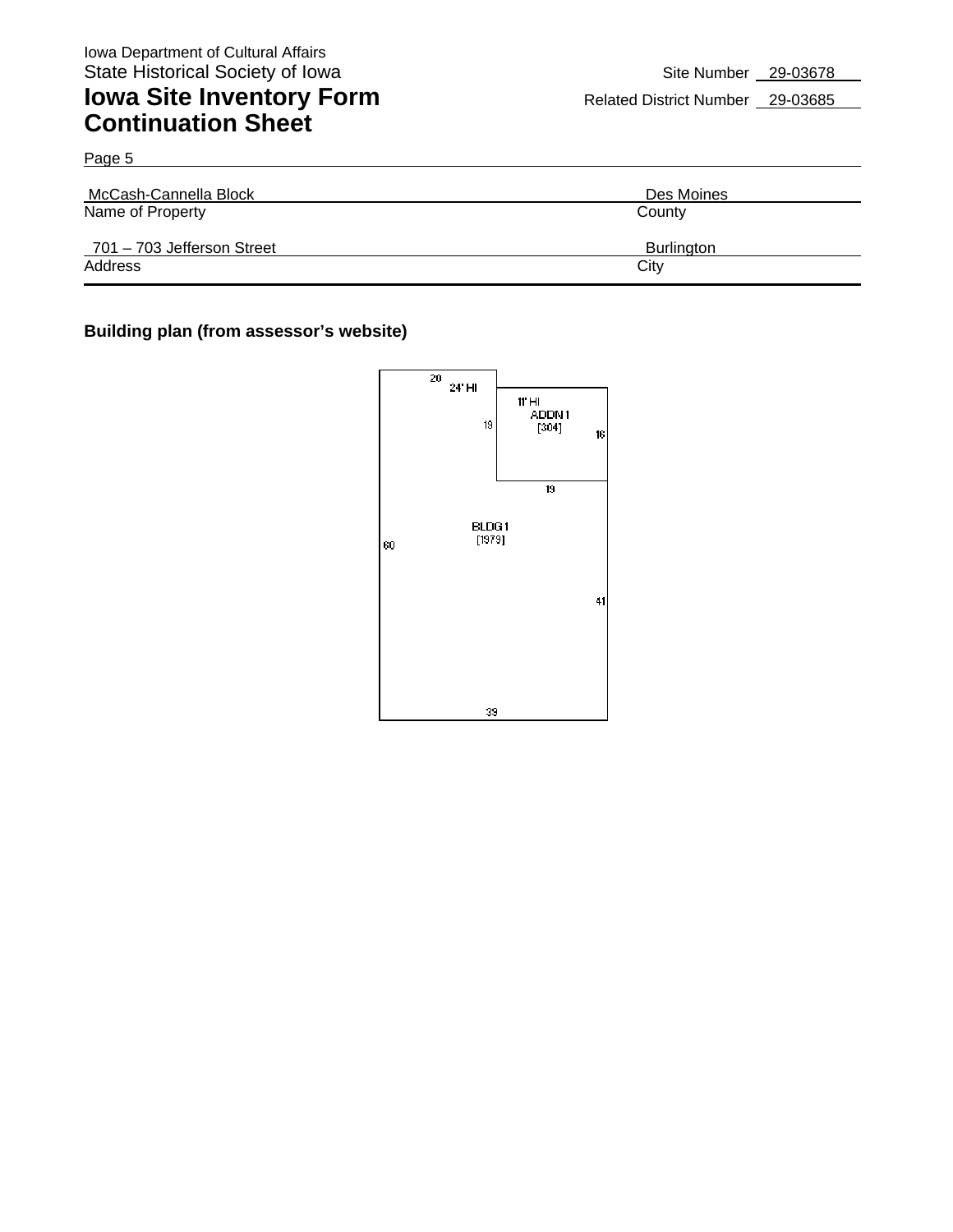Iowa Department of Cultural Affairs
State Historical Society of Iowa

Site Number 29-03678

# Iowa Site Inventory Form Continuation Sheet

Related District Number 29-03685

Page 5

| McCash-Cannella Block | Des Moines |
|---|---|
| Name of Property | County |
| 701 – 703 Jefferson Street | Burlington |
| Address | City |

**Building plan (from assessor's website)**

20
24' HI
11' HI
ADDN 1
[304]
19
16
19
BLDG 1
[1979]
60
41
39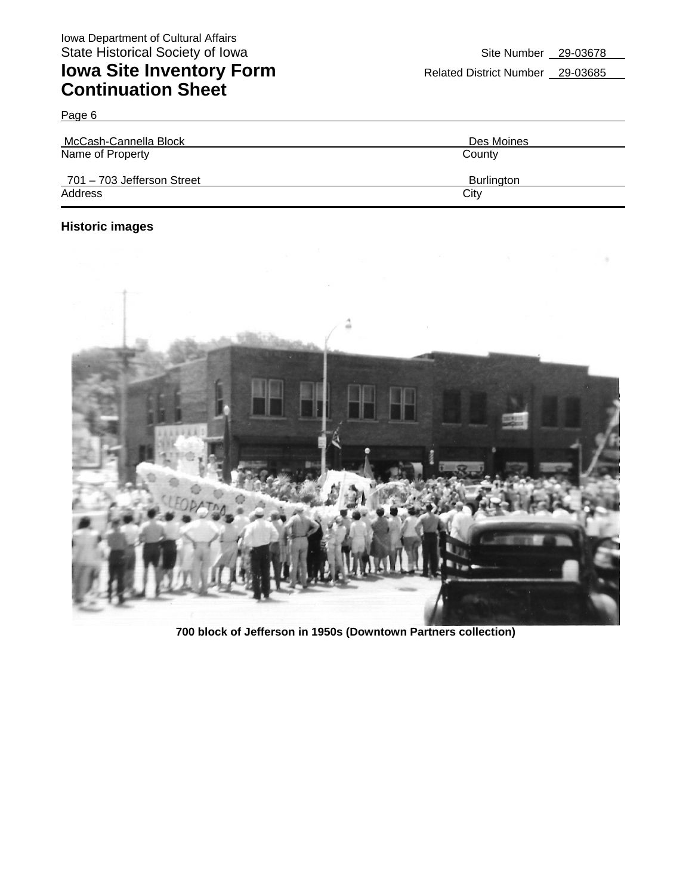Iowa Department of Cultural Affairs
State Historical Society of Iowa

# Iowa Site Inventory Form Continuation Sheet

Site Number 29-03678
Related District Number 29-03685

Page 6

| McCash-Cannella Block | Des Moines |
|---|---|
| Name of Property | County |
| 701 – 703 Jefferson Street | Burlington |
| Address | City |

### Historic images

**700 block of Jefferson in 1950s (Downtown Partners collection)**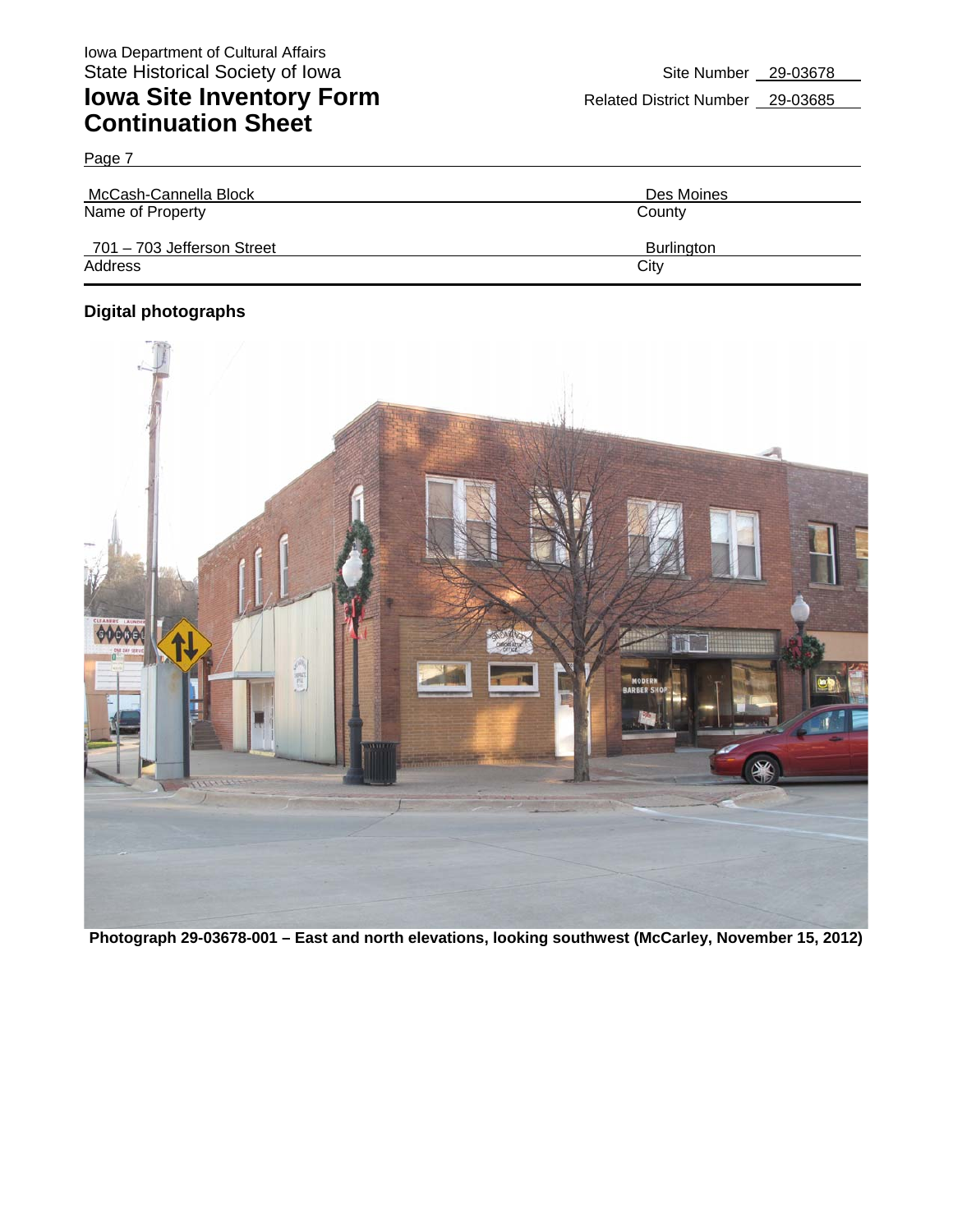Iowa Department of Cultural Affairs
State Historical Society of Iowa

# Iowa Site Inventory Form Continuation Sheet

Site Number 29-03678

Related District Number 29-03685

Page 7

| | |
|---|---|
| McCash-Cannella Block | Des Moines |
| Name of Property | County |
| 701 – 703 Jefferson Street | Burlington |
| Address | City |

**Digital photographs**

**Photograph 29-03678-001 – East and north elevations, looking southwest (McCarley, November 15, 2012)**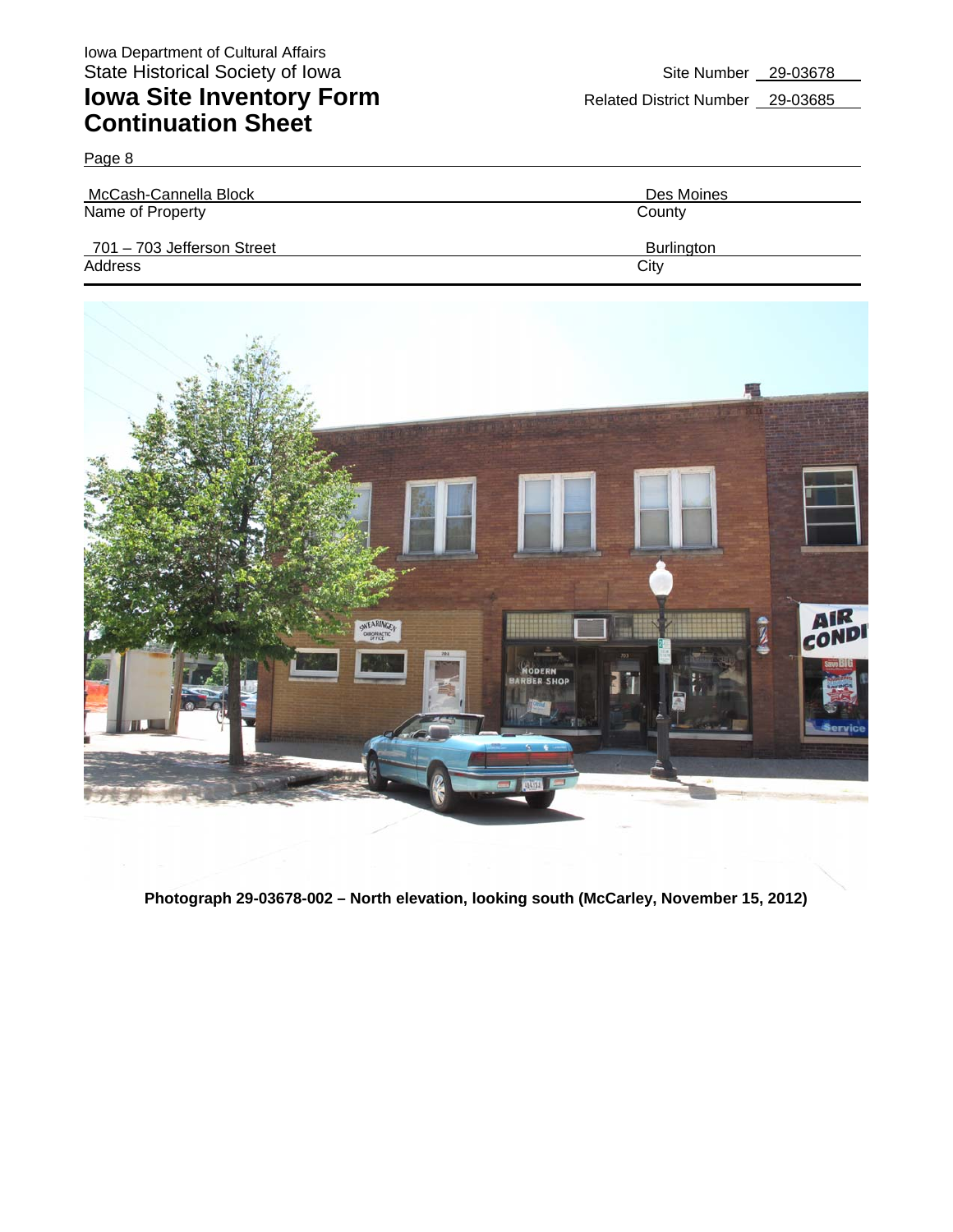Iowa Department of Cultural Affairs
State Historical Society of Iowa

# Iowa Site Inventory Form
# Continuation Sheet

Site Number 29-03678
Related District Number 29-03685

Page 8

McCash-Cannella Block
Name of Property

Des Moines
County

701 – 703 Jefferson Street
Address

Burlington
City

**Photograph 29-03678-002 – North elevation, looking south (McCarley, November 15, 2012)**